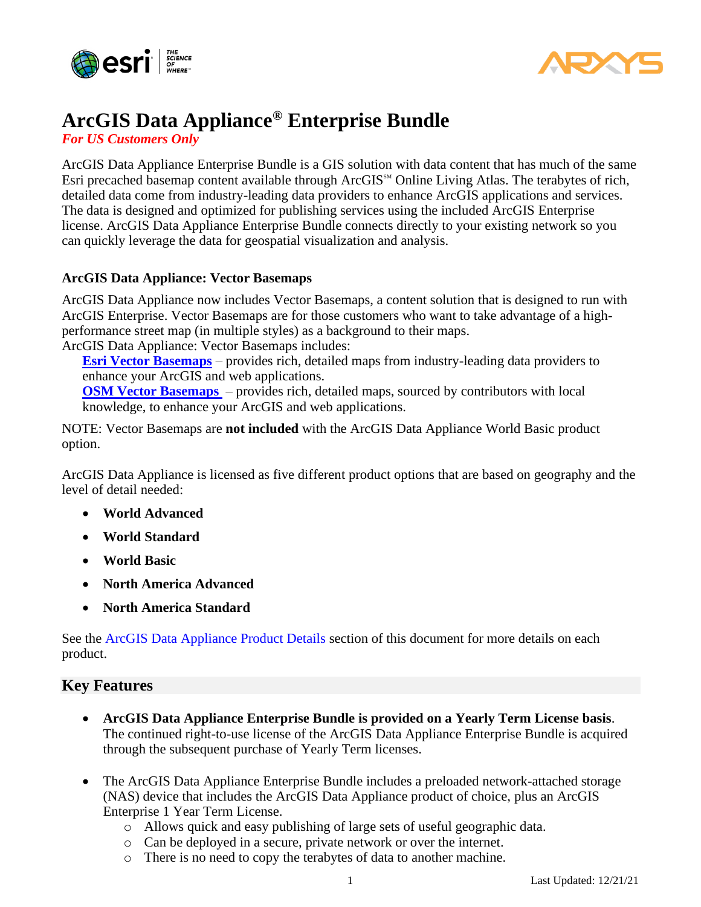# ArcGIS Data Appliance® Enterprise Bundle

***For US Customers Only***

ArcGIS Data Appliance Enterprise Bundle is a GIS solution with data content that has much of the same Esri precached basemap content available through ArcGIS℠ Online Living Atlas. The terabytes of rich, detailed data come from industry-leading data providers to enhance ArcGIS applications and services. The data is designed and optimized for publishing services using the included ArcGIS Enterprise license. ArcGIS Data Appliance Enterprise Bundle connects directly to your existing network so you can quickly leverage the data for geospatial visualization and analysis.

### ArcGIS Data Appliance: Vector Basemaps

ArcGIS Data Appliance now includes Vector Basemaps, a content solution that is designed to run with ArcGIS Enterprise. Vector Basemaps are for those customers who want to take advantage of a high-performance street map (in multiple styles) as a background to their maps.
ArcGIS Data Appliance: Vector Basemaps includes:

**Esri Vector Basemaps** – provides rich, detailed maps from industry-leading data providers to enhance your ArcGIS and web applications.
**OSM Vector Basemaps** – provides rich, detailed maps, sourced by contributors with local knowledge, to enhance your ArcGIS and web applications.

NOTE: Vector Basemaps are **not included** with the ArcGIS Data Appliance World Basic product option.

ArcGIS Data Appliance is licensed as five different product options that are based on geography and the level of detail needed:

- **World Advanced**
- **World Standard**
- **World Basic**
- **North America Advanced**
- **North America Standard**

See the ArcGIS Data Appliance Product Details section of this document for more details on each product.

## Key Features

- **ArcGIS Data Appliance Enterprise Bundle is provided on a Yearly Term License basis**. The continued right-to-use license of the ArcGIS Data Appliance Enterprise Bundle is acquired through the subsequent purchase of Yearly Term licenses.

- The ArcGIS Data Appliance Enterprise Bundle includes a preloaded network-attached storage (NAS) device that includes the ArcGIS Data Appliance product of choice, plus an ArcGIS Enterprise 1 Year Term License.
  - Allows quick and easy publishing of large sets of useful geographic data.
  - Can be deployed in a secure, private network or over the internet.
  - There is no need to copy the terabytes of data to another machine.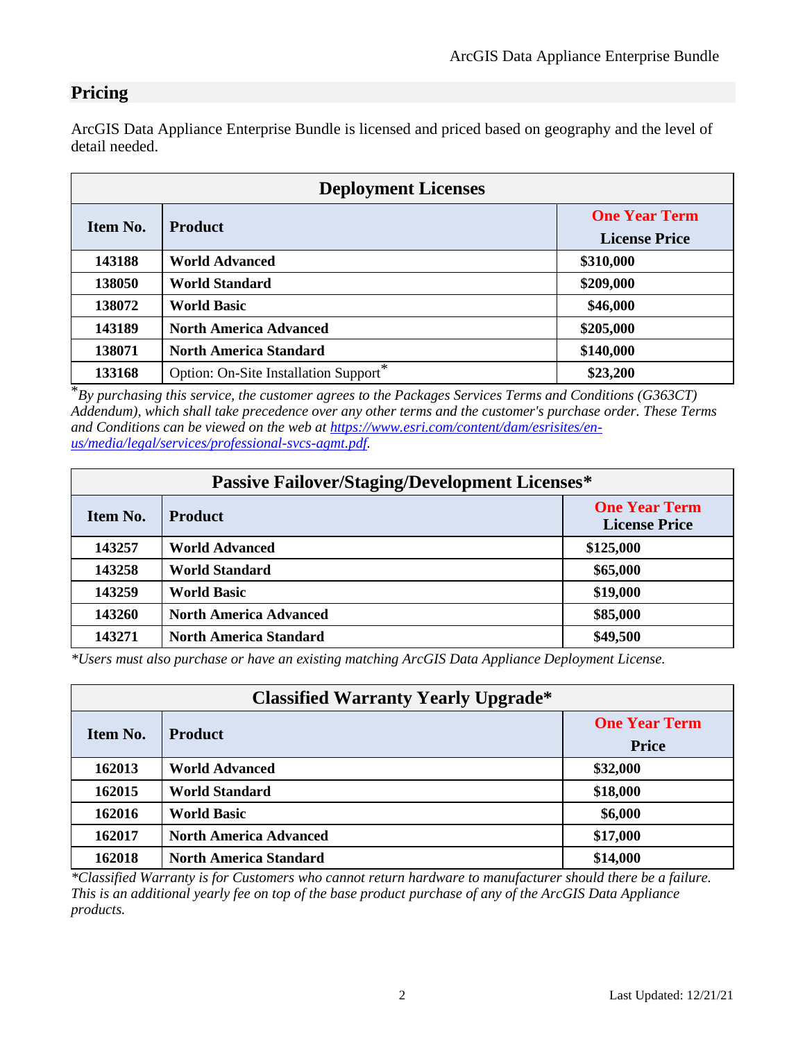## Pricing

ArcGIS Data Appliance Enterprise Bundle is licensed and priced based on geography and the level of detail needed.

| Deployment Licenses | | |
|---|---|---|
| **Item No.** | **Product** | **One Year Term License Price** |
| **143188** | **World Advanced** | **$310,000** |
| **138050** | **World Standard** | **$209,000** |
| **138072** | **World Basic** | **$46,000** |
| **143189** | **North America Advanced** | **$205,000** |
| **138071** | **North America Standard** | **$140,000** |
| **133168** | Option: On-Site Installation Support* | **$23,200** |

**By purchasing this service, the customer agrees to the Packages Services Terms and Conditions (G363CT) Addendum), which shall take precedence over any other terms and the customer's purchase order. These Terms and Conditions can be viewed on the web at [https://www.esri.com/content/dam/esrisites/en-us/media/legal/services/professional-svcs-agmt.pdf](https://www.esri.com/content/dam/esrisites/en-us/media/legal/services/professional-svcs-agmt.pdf).*

| Passive Failover/Staging/Development Licenses* | | |
|---|---|---|
| **Item No.** | **Product** | **One Year Term License Price** |
| **143257** | **World Advanced** | **$125,000** |
| **143258** | **World Standard** | **$65,000** |
| **143259** | **World Basic** | **$19,000** |
| **143260** | **North America Advanced** | **$85,000** |
| **143271** | **North America Standard** | **$49,500** |

**Users must also purchase or have an existing matching ArcGIS Data Appliance Deployment License.*

| Classified Warranty Yearly Upgrade* | | |
|---|---|---|
| **Item No.** | **Product** | **One Year Term Price** |
| **162013** | **World Advanced** | **$32,000** |
| **162015** | **World Standard** | **$18,000** |
| **162016** | **World Basic** | **$6,000** |
| **162017** | **North America Advanced** | **$17,000** |
| **162018** | **North America Standard** | **$14,000** |

**Classified Warranty is for Customers who cannot return hardware to manufacturer should there be a failure. This is an additional yearly fee on top of the base product purchase of any of the ArcGIS Data Appliance products.*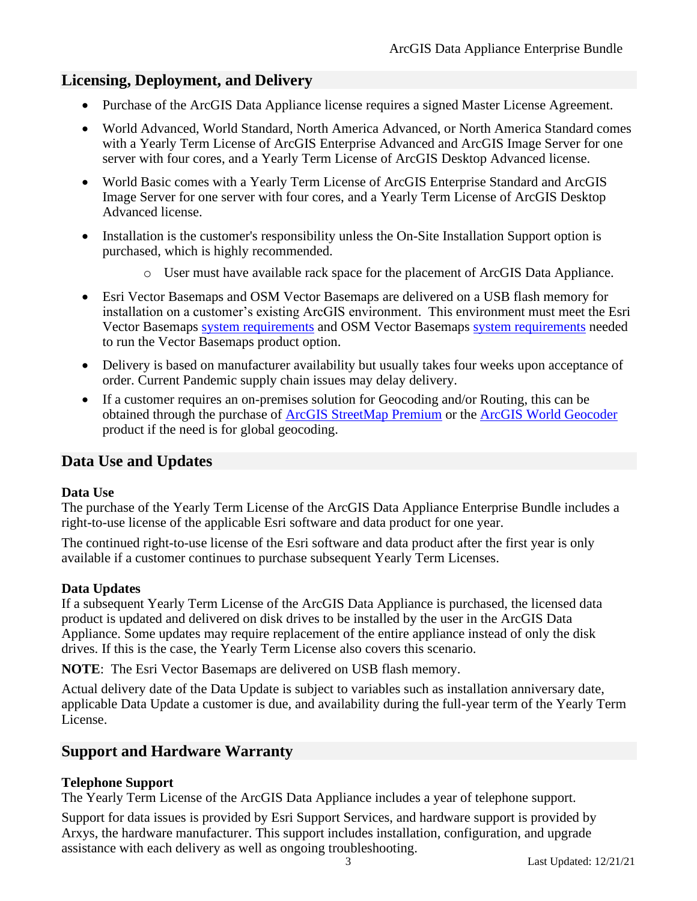## Licensing, Deployment, and Delivery

- Purchase of the ArcGIS Data Appliance license requires a signed Master License Agreement.
- World Advanced, World Standard, North America Advanced, or North America Standard comes with a Yearly Term License of ArcGIS Enterprise Advanced and ArcGIS Image Server for one server with four cores, and a Yearly Term License of ArcGIS Desktop Advanced license.
- World Basic comes with a Yearly Term License of ArcGIS Enterprise Standard and ArcGIS Image Server for one server with four cores, and a Yearly Term License of ArcGIS Desktop Advanced license.
- Installation is the customer's responsibility unless the On-Site Installation Support option is purchased, which is highly recommended.
  - User must have available rack space for the placement of ArcGIS Data Appliance.
- Esri Vector Basemaps and OSM Vector Basemaps are delivered on a USB flash memory for installation on a customer's existing ArcGIS environment. This environment must meet the Esri Vector Basemaps system requirements and OSM Vector Basemaps system requirements needed to run the Vector Basemaps product option.
- Delivery is based on manufacturer availability but usually takes four weeks upon acceptance of order. Current Pandemic supply chain issues may delay delivery.
- If a customer requires an on-premises solution for Geocoding and/or Routing, this can be obtained through the purchase of ArcGIS StreetMap Premium or the ArcGIS World Geocoder product if the need is for global geocoding.

## Data Use and Updates

### Data Use

The purchase of the Yearly Term License of the ArcGIS Data Appliance Enterprise Bundle includes a right-to-use license of the applicable Esri software and data product for one year.

The continued right-to-use license of the Esri software and data product after the first year is only available if a customer continues to purchase subsequent Yearly Term Licenses.

### Data Updates

If a subsequent Yearly Term License of the ArcGIS Data Appliance is purchased, the licensed data product is updated and delivered on disk drives to be installed by the user in the ArcGIS Data Appliance. Some updates may require replacement of the entire appliance instead of only the disk drives. If this is the case, the Yearly Term License also covers this scenario.

**NOTE**: The Esri Vector Basemaps are delivered on USB flash memory.

Actual delivery date of the Data Update is subject to variables such as installation anniversary date, applicable Data Update a customer is due, and availability during the full-year term of the Yearly Term License.

## Support and Hardware Warranty

### Telephone Support

The Yearly Term License of the ArcGIS Data Appliance includes a year of telephone support.

Support for data issues is provided by Esri Support Services, and hardware support is provided by Arxys, the hardware manufacturer. This support includes installation, configuration, and upgrade assistance with each delivery as well as ongoing troubleshooting.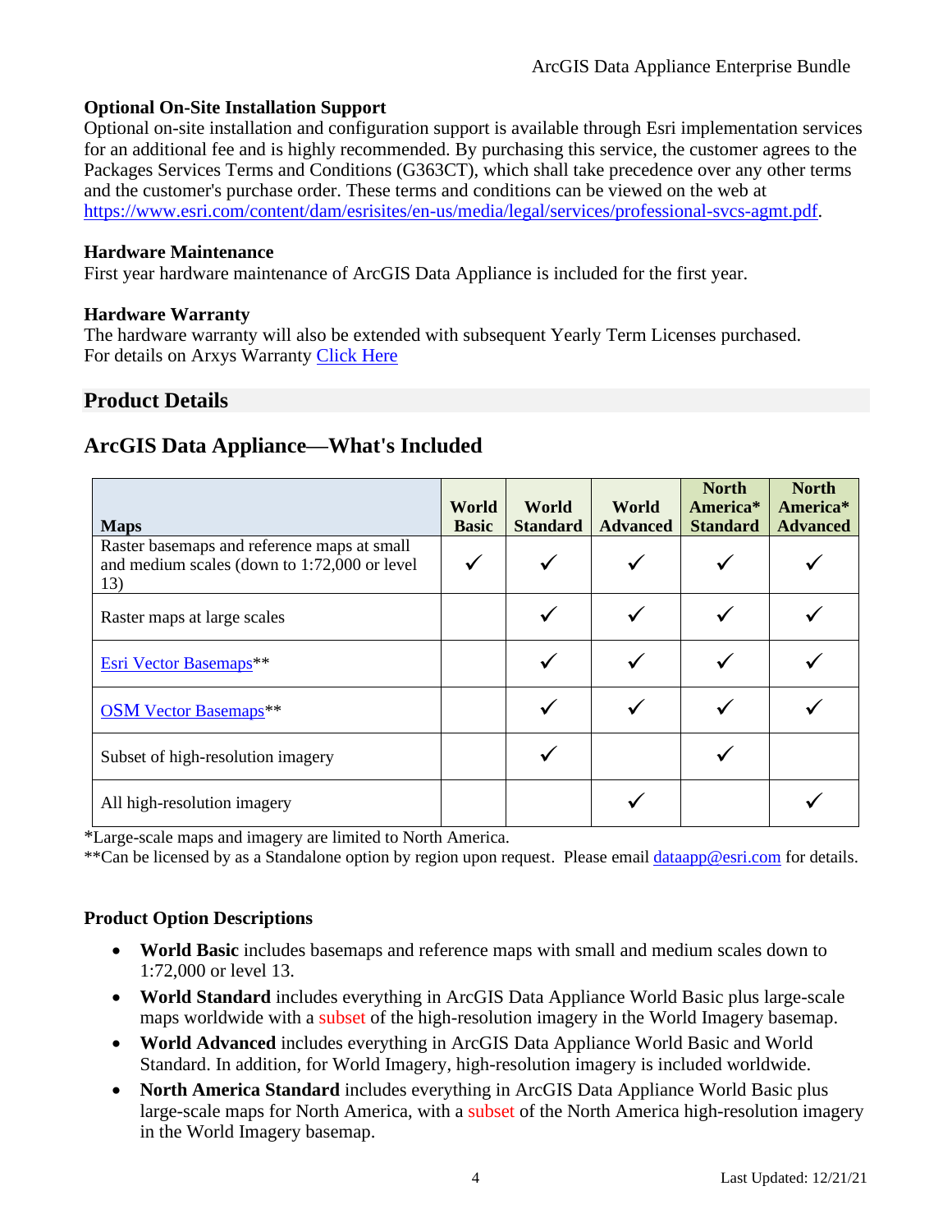**Optional On-Site Installation Support**
Optional on-site installation and configuration support is available through Esri implementation services for an additional fee and is highly recommended. By purchasing this service, the customer agrees to the Packages Services Terms and Conditions (G363CT), which shall take precedence over any other terms and the customer's purchase order. These terms and conditions can be viewed on the web at https://www.esri.com/content/dam/esrisites/en-us/media/legal/services/professional-svcs-agmt.pdf.

**Hardware Maintenance**
First year hardware maintenance of ArcGIS Data Appliance is included for the first year.

**Hardware Warranty**
The hardware warranty will also be extended with subsequent Yearly Term Licenses purchased.
For details on Arxys Warranty Click Here

## Product Details

## ArcGIS Data Appliance—What's Included

| Maps | World Basic | World Standard | World Advanced | North America* Standard | North America* Advanced |
|---|---|---|---|---|---|
| Raster basemaps and reference maps at small and medium scales (down to 1:72,000 or level 13) | ✓ | ✓ | ✓ | ✓ | ✓ |
| Raster maps at large scales | | ✓ | ✓ | ✓ | ✓ |
| Esri Vector Basemaps** | | ✓ | ✓ | ✓ | ✓ |
| OSM Vector Basemaps** | | ✓ | ✓ | ✓ | ✓ |
| Subset of high-resolution imagery | | ✓ | | ✓ | |
| All high-resolution imagery | | | ✓ | | ✓ |

*Large-scale maps and imagery are limited to North America.
**Can be licensed by as a Standalone option by region upon request. Please email dataapp@esri.com for details.

**Product Option Descriptions**

- **World Basic** includes basemaps and reference maps with small and medium scales down to 1:72,000 or level 13.
- **World Standard** includes everything in ArcGIS Data Appliance World Basic plus large-scale maps worldwide with a subset of the high-resolution imagery in the World Imagery basemap.
- **World Advanced** includes everything in ArcGIS Data Appliance World Basic and World Standard. In addition, for World Imagery, high-resolution imagery is included worldwide.
- **North America Standard** includes everything in ArcGIS Data Appliance World Basic plus large-scale maps for North America, with a subset of the North America high-resolution imagery in the World Imagery basemap.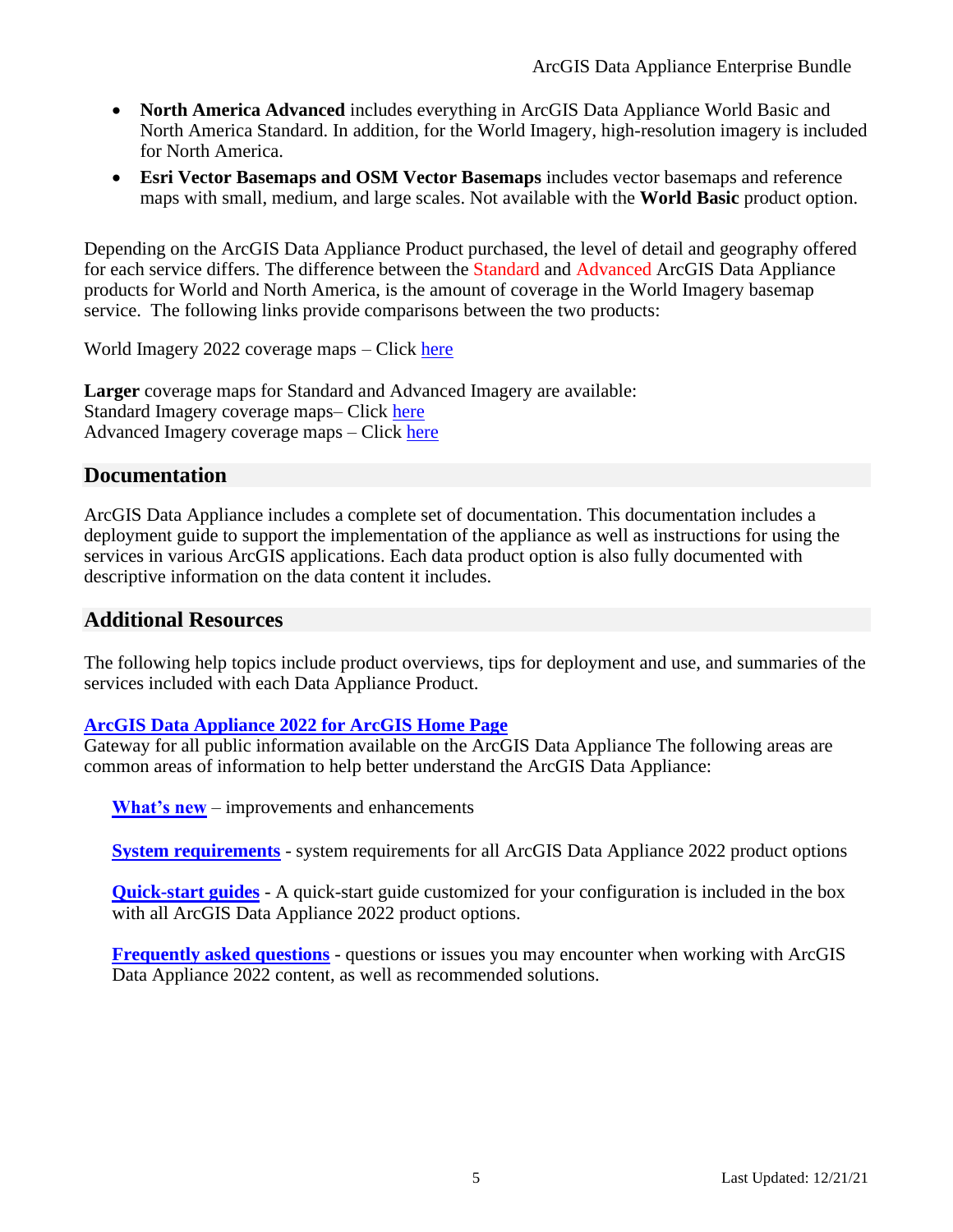- **North America Advanced** includes everything in ArcGIS Data Appliance World Basic and North America Standard. In addition, for the World Imagery, high-resolution imagery is included for North America.
- **Esri Vector Basemaps and OSM Vector Basemaps** includes vector basemaps and reference maps with small, medium, and large scales. Not available with the **World Basic** product option.

Depending on the ArcGIS Data Appliance Product purchased, the level of detail and geography offered for each service differs. The difference between the Standard and Advanced ArcGIS Data Appliance products for World and North America, is the amount of coverage in the World Imagery basemap service. The following links provide comparisons between the two products:

World Imagery 2022 coverage maps – Click here

**Larger** coverage maps for Standard and Advanced Imagery are available:
Standard Imagery coverage maps– Click here
Advanced Imagery coverage maps – Click here

## Documentation

ArcGIS Data Appliance includes a complete set of documentation. This documentation includes a deployment guide to support the implementation of the appliance as well as instructions for using the services in various ArcGIS applications. Each data product option is also fully documented with descriptive information on the data content it includes.

## Additional Resources

The following help topics include product overviews, tips for deployment and use, and summaries of the services included with each Data Appliance Product.

**ArcGIS Data Appliance 2022 for ArcGIS Home Page**
Gateway for all public information available on the ArcGIS Data Appliance The following areas are common areas of information to help better understand the ArcGIS Data Appliance:

**What's new** – improvements and enhancements

**System requirements** - system requirements for all ArcGIS Data Appliance 2022 product options

**Quick-start guides** - A quick-start guide customized for your configuration is included in the box with all ArcGIS Data Appliance 2022 product options.

**Frequently asked questions** - questions or issues you may encounter when working with ArcGIS Data Appliance 2022 content, as well as recommended solutions.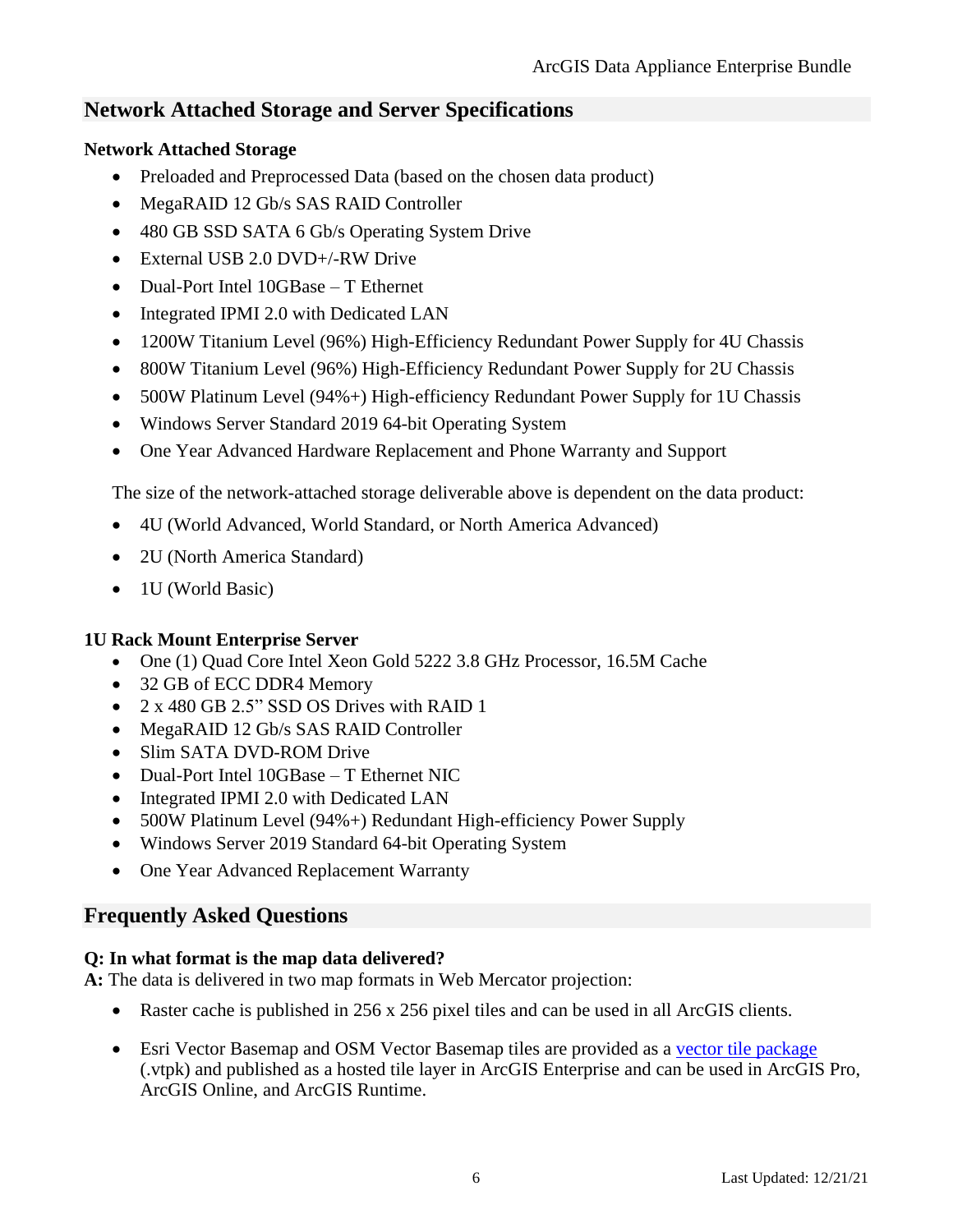## Network Attached Storage and Server Specifications

### Network Attached Storage

- Preloaded and Preprocessed Data (based on the chosen data product)
- MegaRAID 12 Gb/s SAS RAID Controller
- 480 GB SSD SATA 6 Gb/s Operating System Drive
- External USB 2.0 DVD+/-RW Drive
- Dual-Port Intel 10GBase – T Ethernet
- Integrated IPMI 2.0 with Dedicated LAN
- 1200W Titanium Level (96%) High-Efficiency Redundant Power Supply for 4U Chassis
- 800W Titanium Level (96%) High-Efficiency Redundant Power Supply for 2U Chassis
- 500W Platinum Level (94%+) High-efficiency Redundant Power Supply for 1U Chassis
- Windows Server Standard 2019 64-bit Operating System
- One Year Advanced Hardware Replacement and Phone Warranty and Support

The size of the network-attached storage deliverable above is dependent on the data product:

- 4U (World Advanced, World Standard, or North America Advanced)
- 2U (North America Standard)
- 1U (World Basic)

### 1U Rack Mount Enterprise Server

- One (1) Quad Core Intel Xeon Gold 5222 3.8 GHz Processor, 16.5M Cache
- 32 GB of ECC DDR4 Memory
- 2 x 480 GB 2.5" SSD OS Drives with RAID 1
- MegaRAID 12 Gb/s SAS RAID Controller
- Slim SATA DVD-ROM Drive
- Dual-Port Intel 10GBase – T Ethernet NIC
- Integrated IPMI 2.0 with Dedicated LAN
- 500W Platinum Level (94%+) Redundant High-efficiency Power Supply
- Windows Server 2019 Standard 64-bit Operating System
- One Year Advanced Replacement Warranty

## Frequently Asked Questions

**Q: In what format is the map data delivered?**

**A:** The data is delivered in two map formats in Web Mercator projection:

- Raster cache is published in 256 x 256 pixel tiles and can be used in all ArcGIS clients.
- Esri Vector Basemap and OSM Vector Basemap tiles are provided as a vector tile package (.vtpk) and published as a hosted tile layer in ArcGIS Enterprise and can be used in ArcGIS Pro, ArcGIS Online, and ArcGIS Runtime.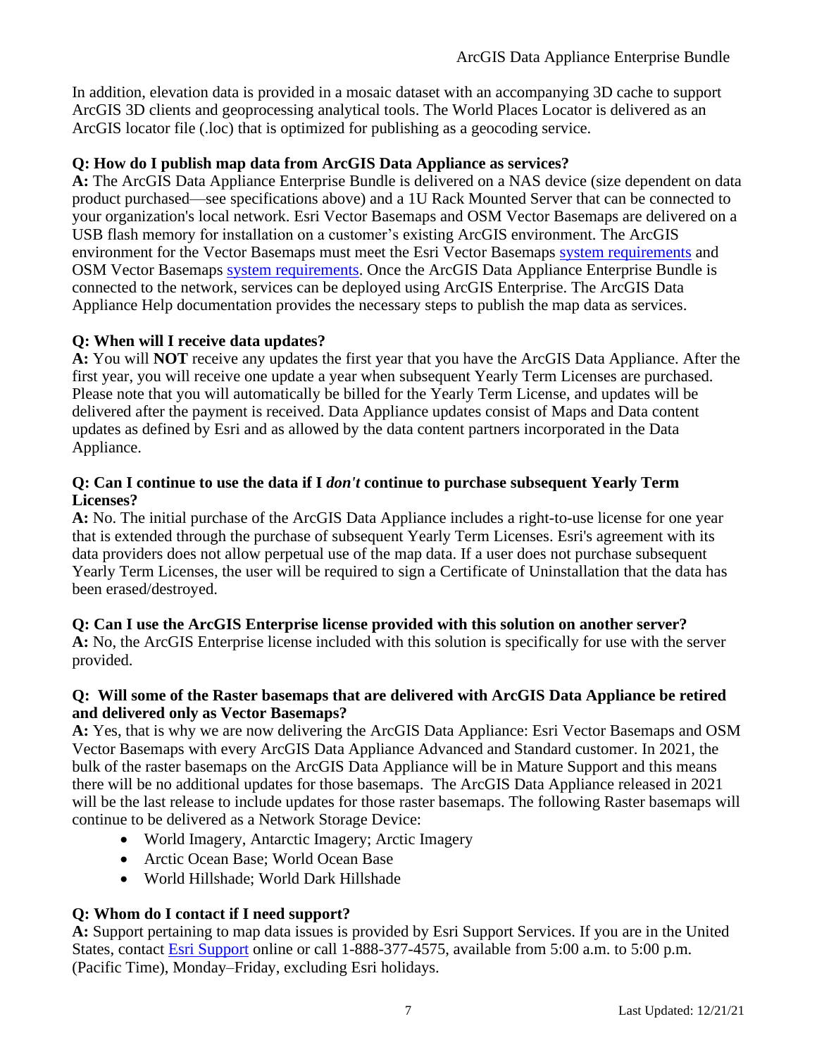In addition, elevation data is provided in a mosaic dataset with an accompanying 3D cache to support ArcGIS 3D clients and geoprocessing analytical tools. The World Places Locator is delivered as an ArcGIS locator file (.loc) that is optimized for publishing as a geocoding service.

**Q: How do I publish map data from ArcGIS Data Appliance as services?**
**A:** The ArcGIS Data Appliance Enterprise Bundle is delivered on a NAS device (size dependent on data product purchased—see specifications above) and a 1U Rack Mounted Server that can be connected to your organization's local network. Esri Vector Basemaps and OSM Vector Basemaps are delivered on a USB flash memory for installation on a customer's existing ArcGIS environment. The ArcGIS environment for the Vector Basemaps must meet the Esri Vector Basemaps system requirements and OSM Vector Basemaps system requirements. Once the ArcGIS Data Appliance Enterprise Bundle is connected to the network, services can be deployed using ArcGIS Enterprise. The ArcGIS Data Appliance Help documentation provides the necessary steps to publish the map data as services.

**Q: When will I receive data updates?**
**A:** You will **NOT** receive any updates the first year that you have the ArcGIS Data Appliance. After the first year, you will receive one update a year when subsequent Yearly Term Licenses are purchased. Please note that you will automatically be billed for the Yearly Term License, and updates will be delivered after the payment is received. Data Appliance updates consist of Maps and Data content updates as defined by Esri and as allowed by the data content partners incorporated in the Data Appliance.

**Q: Can I continue to use the data if I *don't* continue to purchase subsequent Yearly Term Licenses?**
**A:** No. The initial purchase of the ArcGIS Data Appliance includes a right-to-use license for one year that is extended through the purchase of subsequent Yearly Term Licenses. Esri's agreement with its data providers does not allow perpetual use of the map data. If a user does not purchase subsequent Yearly Term Licenses, the user will be required to sign a Certificate of Uninstallation that the data has been erased/destroyed.

**Q: Can I use the ArcGIS Enterprise license provided with this solution on another server?**
**A:** No, the ArcGIS Enterprise license included with this solution is specifically for use with the server provided.

**Q: Will some of the Raster basemaps that are delivered with ArcGIS Data Appliance be retired and delivered only as Vector Basemaps?**
**A:** Yes, that is why we are now delivering the ArcGIS Data Appliance: Esri Vector Basemaps and OSM Vector Basemaps with every ArcGIS Data Appliance Advanced and Standard customer. In 2021, the bulk of the raster basemaps on the ArcGIS Data Appliance will be in Mature Support and this means there will be no additional updates for those basemaps. The ArcGIS Data Appliance released in 2021 will be the last release to include updates for those raster basemaps. The following Raster basemaps will continue to be delivered as a Network Storage Device:

- World Imagery, Antarctic Imagery; Arctic Imagery
- Arctic Ocean Base; World Ocean Base
- World Hillshade; World Dark Hillshade

**Q: Whom do I contact if I need support?**
**A:** Support pertaining to map data issues is provided by Esri Support Services. If you are in the United States, contact Esri Support online or call 1-888-377-4575, available from 5:00 a.m. to 5:00 p.m. (Pacific Time), Monday–Friday, excluding Esri holidays.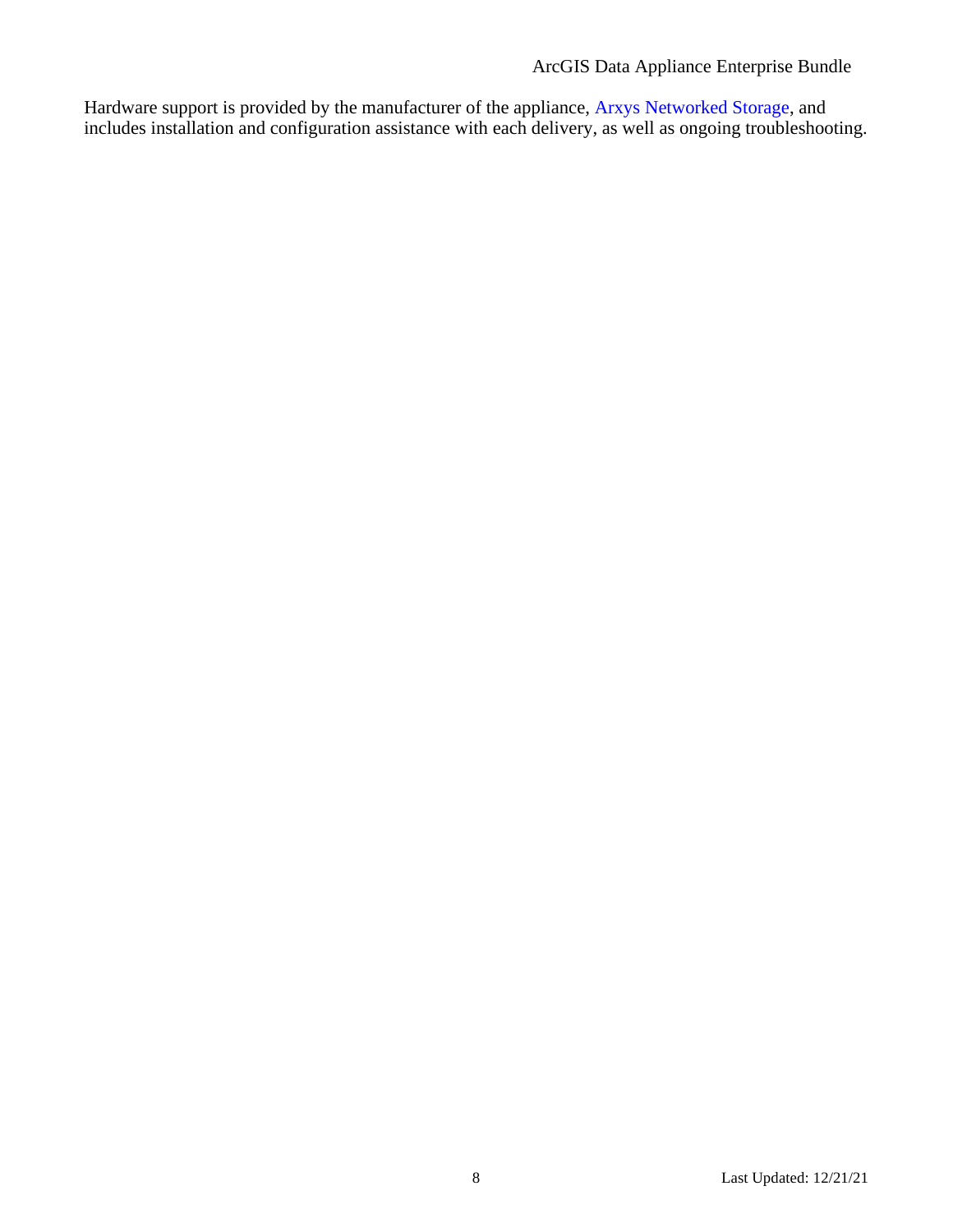Hardware support is provided by the manufacturer of the appliance, Arxys Networked Storage, and includes installation and configuration assistance with each delivery, as well as ongoing troubleshooting.